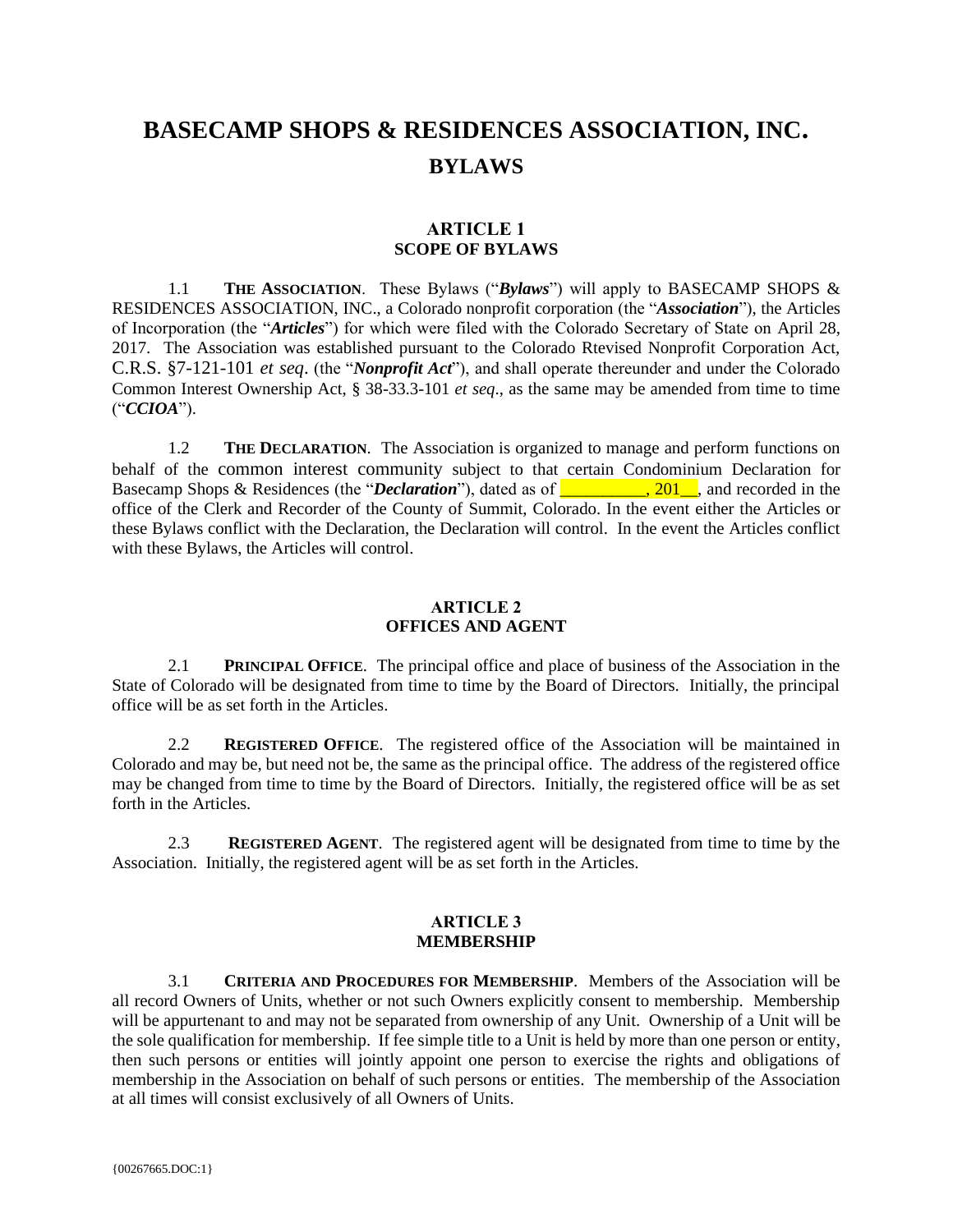# BASECAMP SHOPS & RESIDENCES ASSOCIATION, INC.

## BYLAWS

### ARTICLE 1
### SCOPE OF BYLAWS

1.1 **THE ASSOCIATION**. These Bylaws ("***Bylaws***") will apply to BASECAMP SHOPS & RESIDENCES ASSOCIATION, INC., a Colorado nonprofit corporation (the "***Association***"), the Articles of Incorporation (the "***Articles***") for which were filed with the Colorado Secretary of State on April 28, 2017. The Association was established pursuant to the Colorado Rtevised Nonprofit Corporation Act, C.R.S. §7-121-101 *et seq*. (the "***Nonprofit Act***"), and shall operate thereunder and under the Colorado Common Interest Ownership Act, § 38-33.3-101 *et seq*., as the same may be amended from time to time ("***CCIOA***").

1.2 **THE DECLARATION**. The Association is organized to manage and perform functions on behalf of the common interest community subject to that certain Condominium Declaration for Basecamp Shops & Residences (the "***Declaration***"), dated as of __________, 201__, and recorded in the office of the Clerk and Recorder of the County of Summit, Colorado. In the event either the Articles or these Bylaws conflict with the Declaration, the Declaration will control. In the event the Articles conflict with these Bylaws, the Articles will control.

### ARTICLE 2
### OFFICES AND AGENT

2.1 **PRINCIPAL OFFICE**. The principal office and place of business of the Association in the State of Colorado will be designated from time to time by the Board of Directors. Initially, the principal office will be as set forth in the Articles.

2.2 **REGISTERED OFFICE**. The registered office of the Association will be maintained in Colorado and may be, but need not be, the same as the principal office. The address of the registered office may be changed from time to time by the Board of Directors. Initially, the registered office will be as set forth in the Articles.

2.3 **REGISTERED AGENT**. The registered agent will be designated from time to time by the Association. Initially, the registered agent will be as set forth in the Articles.

### ARTICLE 3
### MEMBERSHIP

3.1 **CRITERIA AND PROCEDURES FOR MEMBERSHIP**. Members of the Association will be all record Owners of Units, whether or not such Owners explicitly consent to membership. Membership will be appurtenant to and may not be separated from ownership of any Unit. Ownership of a Unit will be the sole qualification for membership. If fee simple title to a Unit is held by more than one person or entity, then such persons or entities will jointly appoint one person to exercise the rights and obligations of membership in the Association on behalf of such persons or entities. The membership of the Association at all times will consist exclusively of all Owners of Units.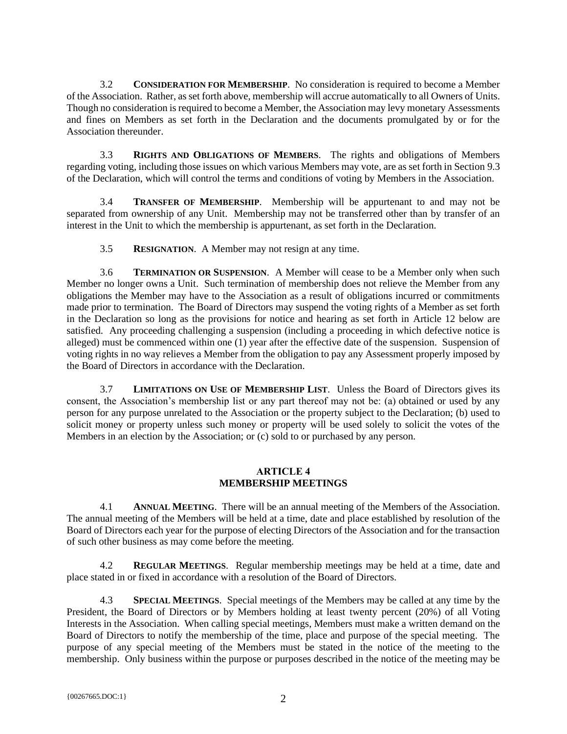3.2 **CONSIDERATION FOR MEMBERSHIP**. No consideration is required to become a Member of the Association. Rather, as set forth above, membership will accrue automatically to all Owners of Units. Though no consideration is required to become a Member, the Association may levy monetary Assessments and fines on Members as set forth in the Declaration and the documents promulgated by or for the Association thereunder.

3.3 **RIGHTS AND OBLIGATIONS OF MEMBERS**. The rights and obligations of Members regarding voting, including those issues on which various Members may vote, are as set forth in Section 9.3 of the Declaration, which will control the terms and conditions of voting by Members in the Association.

3.4 **TRANSFER OF MEMBERSHIP**. Membership will be appurtenant to and may not be separated from ownership of any Unit. Membership may not be transferred other than by transfer of an interest in the Unit to which the membership is appurtenant, as set forth in the Declaration.

3.5 **RESIGNATION**. A Member may not resign at any time.

3.6 **TERMINATION OR SUSPENSION**. A Member will cease to be a Member only when such Member no longer owns a Unit. Such termination of membership does not relieve the Member from any obligations the Member may have to the Association as a result of obligations incurred or commitments made prior to termination. The Board of Directors may suspend the voting rights of a Member as set forth in the Declaration so long as the provisions for notice and hearing as set forth in Article 12 below are satisfied. Any proceeding challenging a suspension (including a proceeding in which defective notice is alleged) must be commenced within one (1) year after the effective date of the suspension. Suspension of voting rights in no way relieves a Member from the obligation to pay any Assessment properly imposed by the Board of Directors in accordance with the Declaration.

3.7 **LIMITATIONS ON USE OF MEMBERSHIP LIST**. Unless the Board of Directors gives its consent, the Association's membership list or any part thereof may not be: (a) obtained or used by any person for any purpose unrelated to the Association or the property subject to the Declaration; (b) used to solicit money or property unless such money or property will be used solely to solicit the votes of the Members in an election by the Association; or (c) sold to or purchased by any person.

## ARTICLE 4
## MEMBERSHIP MEETINGS

4.1 **ANNUAL MEETING**. There will be an annual meeting of the Members of the Association. The annual meeting of the Members will be held at a time, date and place established by resolution of the Board of Directors each year for the purpose of electing Directors of the Association and for the transaction of such other business as may come before the meeting.

4.2 **REGULAR MEETINGS**. Regular membership meetings may be held at a time, date and place stated in or fixed in accordance with a resolution of the Board of Directors.

4.3 **SPECIAL MEETINGS**. Special meetings of the Members may be called at any time by the President, the Board of Directors or by Members holding at least twenty percent (20%) of all Voting Interests in the Association. When calling special meetings, Members must make a written demand on the Board of Directors to notify the membership of the time, place and purpose of the special meeting. The purpose of any special meeting of the Members must be stated in the notice of the meeting to the membership. Only business within the purpose or purposes described in the notice of the meeting may be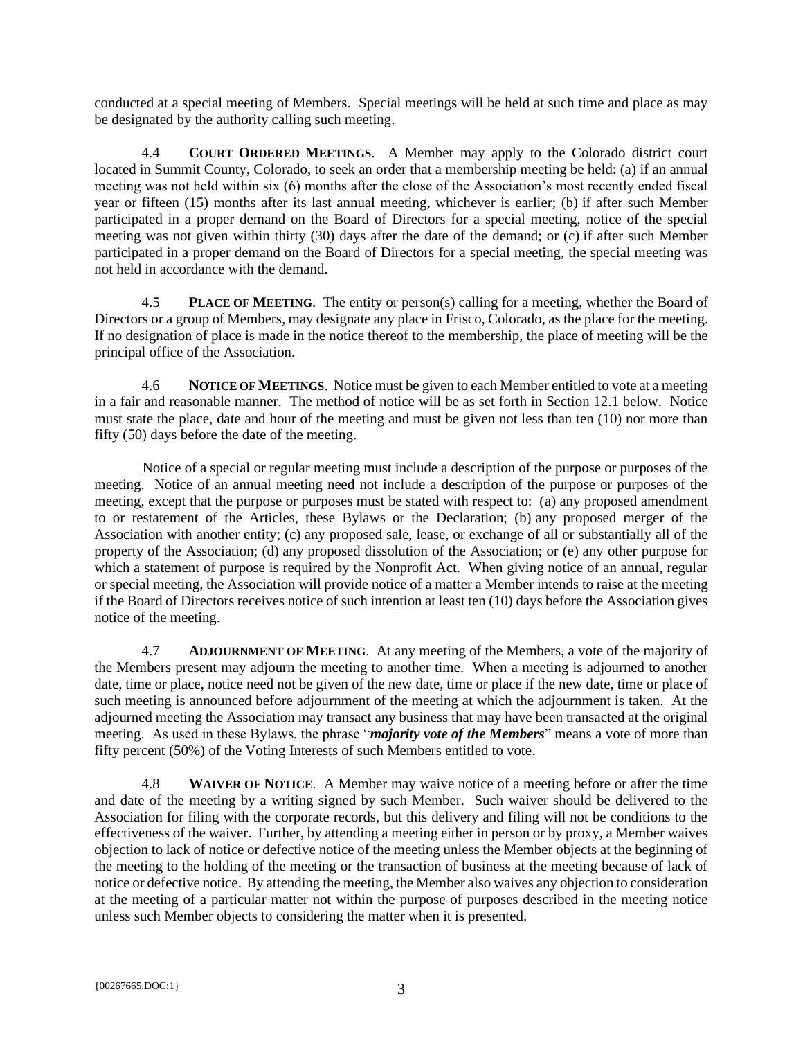conducted at a special meeting of Members. Special meetings will be held at such time and place as may be designated by the authority calling such meeting.

4.4 **COURT ORDERED MEETINGS**. A Member may apply to the Colorado district court located in Summit County, Colorado, to seek an order that a membership meeting be held: (a) if an annual meeting was not held within six (6) months after the close of the Association's most recently ended fiscal year or fifteen (15) months after its last annual meeting, whichever is earlier; (b) if after such Member participated in a proper demand on the Board of Directors for a special meeting, notice of the special meeting was not given within thirty (30) days after the date of the demand; or (c) if after such Member participated in a proper demand on the Board of Directors for a special meeting, the special meeting was not held in accordance with the demand.

4.5 **PLACE OF MEETING**. The entity or person(s) calling for a meeting, whether the Board of Directors or a group of Members, may designate any place in Frisco, Colorado, as the place for the meeting. If no designation of place is made in the notice thereof to the membership, the place of meeting will be the principal office of the Association.

4.6 **NOTICE OF MEETINGS**. Notice must be given to each Member entitled to vote at a meeting in a fair and reasonable manner. The method of notice will be as set forth in Section 12.1 below. Notice must state the place, date and hour of the meeting and must be given not less than ten (10) nor more than fifty (50) days before the date of the meeting.

Notice of a special or regular meeting must include a description of the purpose or purposes of the meeting. Notice of an annual meeting need not include a description of the purpose or purposes of the meeting, except that the purpose or purposes must be stated with respect to: (a) any proposed amendment to or restatement of the Articles, these Bylaws or the Declaration; (b) any proposed merger of the Association with another entity; (c) any proposed sale, lease, or exchange of all or substantially all of the property of the Association; (d) any proposed dissolution of the Association; or (e) any other purpose for which a statement of purpose is required by the Nonprofit Act. When giving notice of an annual, regular or special meeting, the Association will provide notice of a matter a Member intends to raise at the meeting if the Board of Directors receives notice of such intention at least ten (10) days before the Association gives notice of the meeting.

4.7 **ADJOURNMENT OF MEETING**. At any meeting of the Members, a vote of the majority of the Members present may adjourn the meeting to another time. When a meeting is adjourned to another date, time or place, notice need not be given of the new date, time or place if the new date, time or place of such meeting is announced before adjournment of the meeting at which the adjournment is taken. At the adjourned meeting the Association may transact any business that may have been transacted at the original meeting. As used in these Bylaws, the phrase "***majority vote of the Members***" means a vote of more than fifty percent (50%) of the Voting Interests of such Members entitled to vote.

4.8 **WAIVER OF NOTICE**. A Member may waive notice of a meeting before or after the time and date of the meeting by a writing signed by such Member. Such waiver should be delivered to the Association for filing with the corporate records, but this delivery and filing will not be conditions to the effectiveness of the waiver. Further, by attending a meeting either in person or by proxy, a Member waives objection to lack of notice or defective notice of the meeting unless the Member objects at the beginning of the meeting to the holding of the meeting or the transaction of business at the meeting because of lack of notice or defective notice. By attending the meeting, the Member also waives any objection to consideration at the meeting of a particular matter not within the purpose of purposes described in the meeting notice unless such Member objects to considering the matter when it is presented.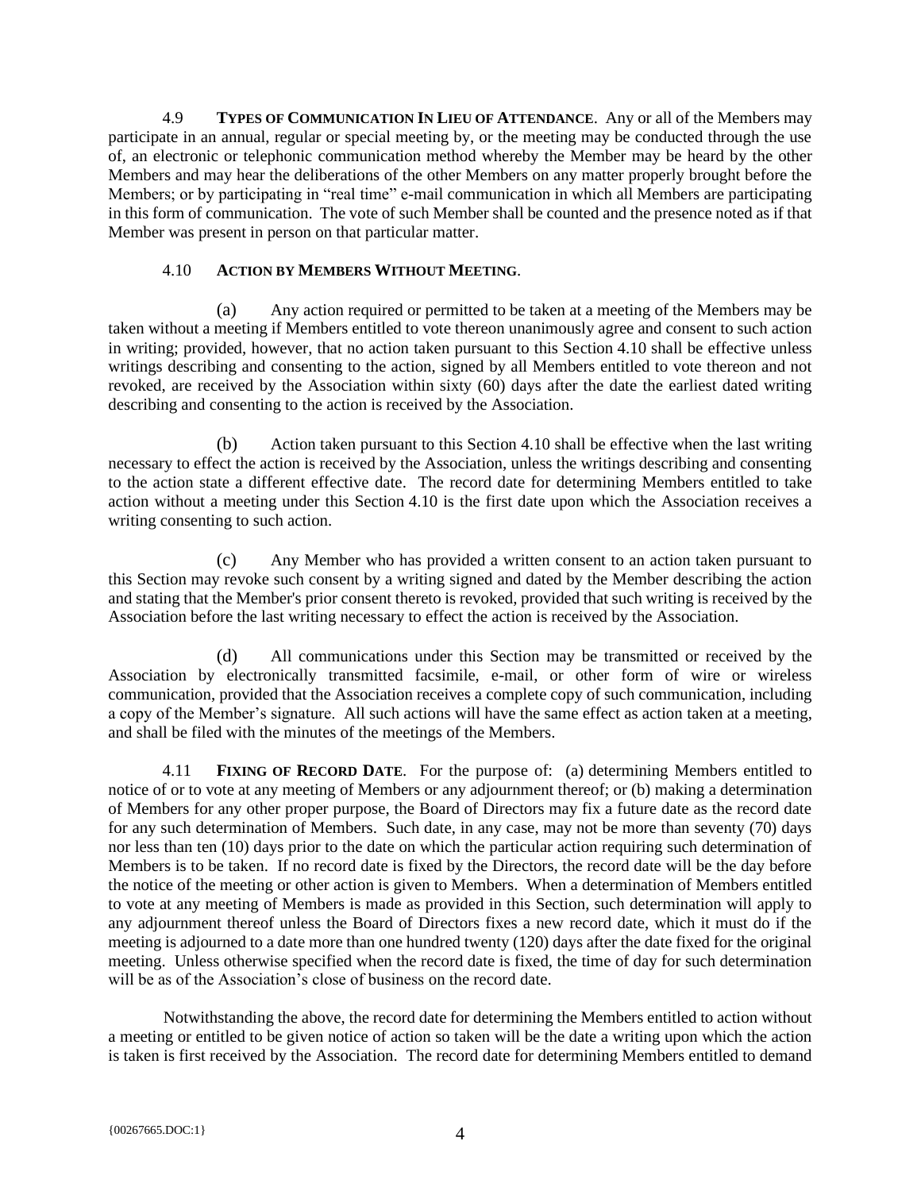4.9 **TYPES OF COMMUNICATION IN LIEU OF ATTENDANCE**. Any or all of the Members may participate in an annual, regular or special meeting by, or the meeting may be conducted through the use of, an electronic or telephonic communication method whereby the Member may be heard by the other Members and may hear the deliberations of the other Members on any matter properly brought before the Members; or by participating in "real time" e-mail communication in which all Members are participating in this form of communication. The vote of such Member shall be counted and the presence noted as if that Member was present in person on that particular matter.

4.10 **ACTION BY MEMBERS WITHOUT MEETING**.

(a) Any action required or permitted to be taken at a meeting of the Members may be taken without a meeting if Members entitled to vote thereon unanimously agree and consent to such action in writing; provided, however, that no action taken pursuant to this Section 4.10 shall be effective unless writings describing and consenting to the action, signed by all Members entitled to vote thereon and not revoked, are received by the Association within sixty (60) days after the date the earliest dated writing describing and consenting to the action is received by the Association.

(b) Action taken pursuant to this Section 4.10 shall be effective when the last writing necessary to effect the action is received by the Association, unless the writings describing and consenting to the action state a different effective date. The record date for determining Members entitled to take action without a meeting under this Section 4.10 is the first date upon which the Association receives a writing consenting to such action.

(c) Any Member who has provided a written consent to an action taken pursuant to this Section may revoke such consent by a writing signed and dated by the Member describing the action and stating that the Member's prior consent thereto is revoked, provided that such writing is received by the Association before the last writing necessary to effect the action is received by the Association.

(d) All communications under this Section may be transmitted or received by the Association by electronically transmitted facsimile, e-mail, or other form of wire or wireless communication, provided that the Association receives a complete copy of such communication, including a copy of the Member's signature. All such actions will have the same effect as action taken at a meeting, and shall be filed with the minutes of the meetings of the Members.

4.11 **FIXING OF RECORD DATE**. For the purpose of: (a) determining Members entitled to notice of or to vote at any meeting of Members or any adjournment thereof; or (b) making a determination of Members for any other proper purpose, the Board of Directors may fix a future date as the record date for any such determination of Members. Such date, in any case, may not be more than seventy (70) days nor less than ten (10) days prior to the date on which the particular action requiring such determination of Members is to be taken. If no record date is fixed by the Directors, the record date will be the day before the notice of the meeting or other action is given to Members. When a determination of Members entitled to vote at any meeting of Members is made as provided in this Section, such determination will apply to any adjournment thereof unless the Board of Directors fixes a new record date, which it must do if the meeting is adjourned to a date more than one hundred twenty (120) days after the date fixed for the original meeting. Unless otherwise specified when the record date is fixed, the time of day for such determination will be as of the Association's close of business on the record date.

Notwithstanding the above, the record date for determining the Members entitled to action without a meeting or entitled to be given notice of action so taken will be the date a writing upon which the action is taken is first received by the Association. The record date for determining Members entitled to demand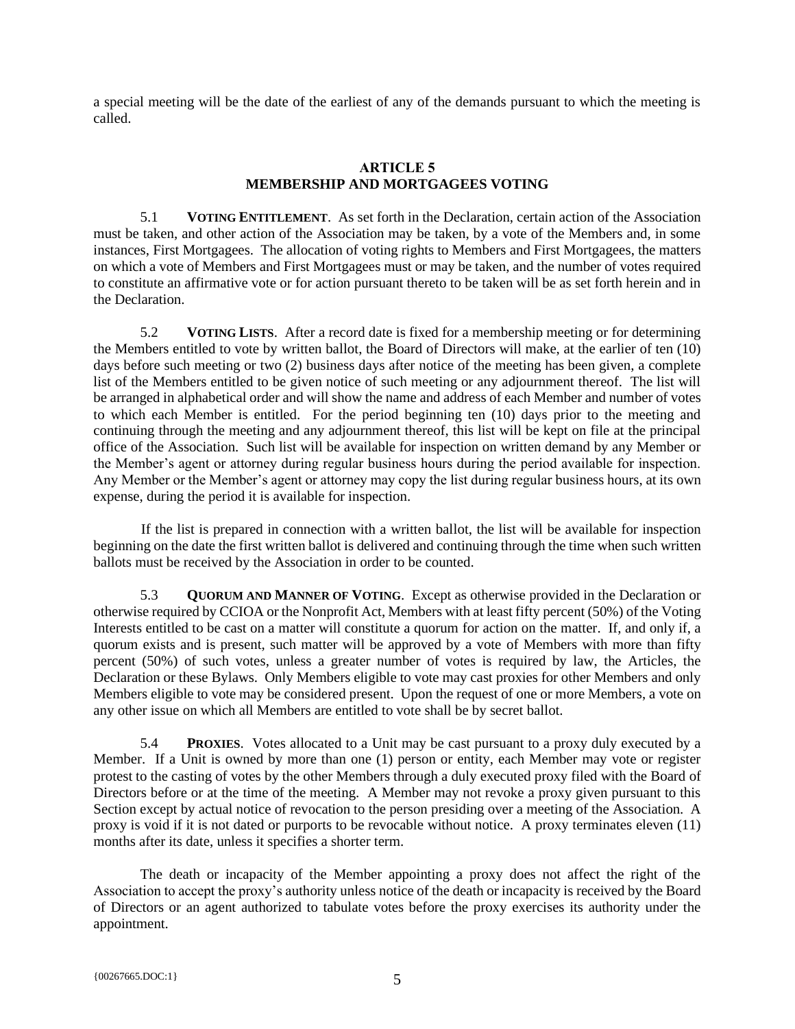a special meeting will be the date of the earliest of any of the demands pursuant to which the meeting is called.

## ARTICLE 5
## MEMBERSHIP AND MORTGAGEES VOTING

5.1 **VOTING ENTITLEMENT**. As set forth in the Declaration, certain action of the Association must be taken, and other action of the Association may be taken, by a vote of the Members and, in some instances, First Mortgagees. The allocation of voting rights to Members and First Mortgagees, the matters on which a vote of Members and First Mortgagees must or may be taken, and the number of votes required to constitute an affirmative vote or for action pursuant thereto to be taken will be as set forth herein and in the Declaration.

5.2 **VOTING LISTS**. After a record date is fixed for a membership meeting or for determining the Members entitled to vote by written ballot, the Board of Directors will make, at the earlier of ten (10) days before such meeting or two (2) business days after notice of the meeting has been given, a complete list of the Members entitled to be given notice of such meeting or any adjournment thereof. The list will be arranged in alphabetical order and will show the name and address of each Member and number of votes to which each Member is entitled. For the period beginning ten (10) days prior to the meeting and continuing through the meeting and any adjournment thereof, this list will be kept on file at the principal office of the Association. Such list will be available for inspection on written demand by any Member or the Member's agent or attorney during regular business hours during the period available for inspection. Any Member or the Member's agent or attorney may copy the list during regular business hours, at its own expense, during the period it is available for inspection.

If the list is prepared in connection with a written ballot, the list will be available for inspection beginning on the date the first written ballot is delivered and continuing through the time when such written ballots must be received by the Association in order to be counted.

5.3 **QUORUM AND MANNER OF VOTING**. Except as otherwise provided in the Declaration or otherwise required by CCIOA or the Nonprofit Act, Members with at least fifty percent (50%) of the Voting Interests entitled to be cast on a matter will constitute a quorum for action on the matter. If, and only if, a quorum exists and is present, such matter will be approved by a vote of Members with more than fifty percent (50%) of such votes, unless a greater number of votes is required by law, the Articles, the Declaration or these Bylaws. Only Members eligible to vote may cast proxies for other Members and only Members eligible to vote may be considered present. Upon the request of one or more Members, a vote on any other issue on which all Members are entitled to vote shall be by secret ballot.

5.4 **PROXIES**. Votes allocated to a Unit may be cast pursuant to a proxy duly executed by a Member. If a Unit is owned by more than one (1) person or entity, each Member may vote or register protest to the casting of votes by the other Members through a duly executed proxy filed with the Board of Directors before or at the time of the meeting. A Member may not revoke a proxy given pursuant to this Section except by actual notice of revocation to the person presiding over a meeting of the Association. A proxy is void if it is not dated or purports to be revocable without notice. A proxy terminates eleven (11) months after its date, unless it specifies a shorter term.

The death or incapacity of the Member appointing a proxy does not affect the right of the Association to accept the proxy's authority unless notice of the death or incapacity is received by the Board of Directors or an agent authorized to tabulate votes before the proxy exercises its authority under the appointment.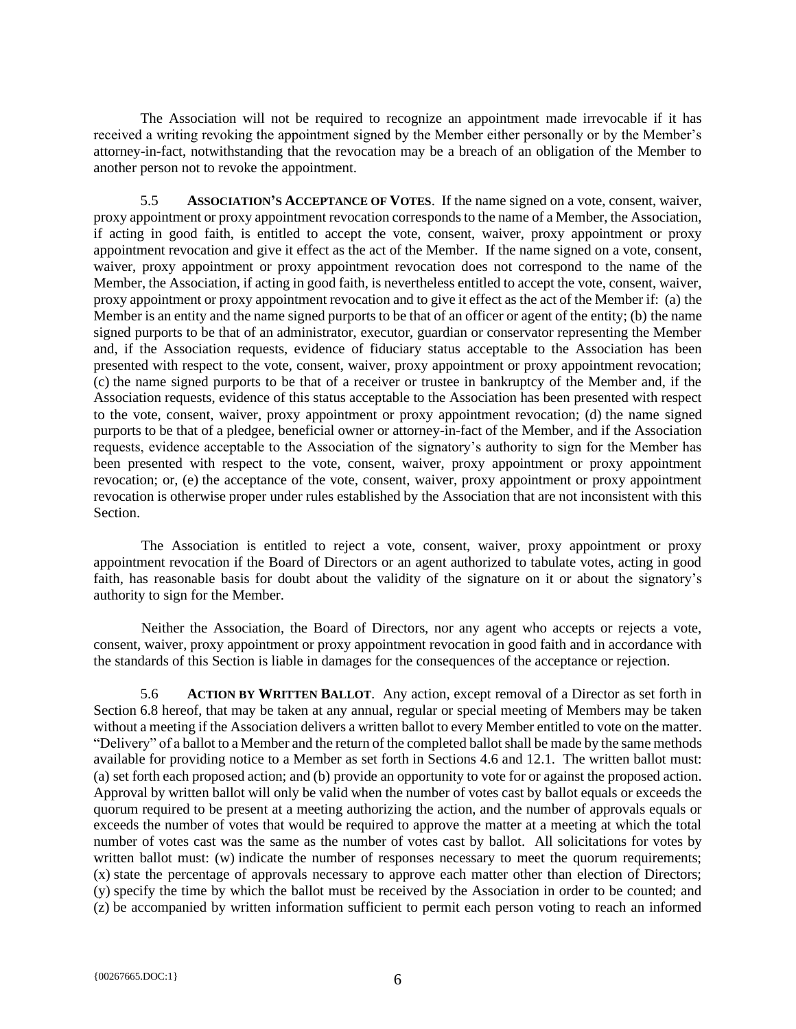The Association will not be required to recognize an appointment made irrevocable if it has received a writing revoking the appointment signed by the Member either personally or by the Member's attorney-in-fact, notwithstanding that the revocation may be a breach of an obligation of the Member to another person not to revoke the appointment.

5.5 **ASSOCIATION'S ACCEPTANCE OF VOTES**. If the name signed on a vote, consent, waiver, proxy appointment or proxy appointment revocation corresponds to the name of a Member, the Association, if acting in good faith, is entitled to accept the vote, consent, waiver, proxy appointment or proxy appointment revocation and give it effect as the act of the Member. If the name signed on a vote, consent, waiver, proxy appointment or proxy appointment revocation does not correspond to the name of the Member, the Association, if acting in good faith, is nevertheless entitled to accept the vote, consent, waiver, proxy appointment or proxy appointment revocation and to give it effect as the act of the Member if: (a) the Member is an entity and the name signed purports to be that of an officer or agent of the entity; (b) the name signed purports to be that of an administrator, executor, guardian or conservator representing the Member and, if the Association requests, evidence of fiduciary status acceptable to the Association has been presented with respect to the vote, consent, waiver, proxy appointment or proxy appointment revocation; (c) the name signed purports to be that of a receiver or trustee in bankruptcy of the Member and, if the Association requests, evidence of this status acceptable to the Association has been presented with respect to the vote, consent, waiver, proxy appointment or proxy appointment revocation; (d) the name signed purports to be that of a pledgee, beneficial owner or attorney-in-fact of the Member, and if the Association requests, evidence acceptable to the Association of the signatory's authority to sign for the Member has been presented with respect to the vote, consent, waiver, proxy appointment or proxy appointment revocation; or, (e) the acceptance of the vote, consent, waiver, proxy appointment or proxy appointment revocation is otherwise proper under rules established by the Association that are not inconsistent with this Section.

The Association is entitled to reject a vote, consent, waiver, proxy appointment or proxy appointment revocation if the Board of Directors or an agent authorized to tabulate votes, acting in good faith, has reasonable basis for doubt about the validity of the signature on it or about the signatory's authority to sign for the Member.

Neither the Association, the Board of Directors, nor any agent who accepts or rejects a vote, consent, waiver, proxy appointment or proxy appointment revocation in good faith and in accordance with the standards of this Section is liable in damages for the consequences of the acceptance or rejection.

5.6 **ACTION BY WRITTEN BALLOT**. Any action, except removal of a Director as set forth in Section 6.8 hereof, that may be taken at any annual, regular or special meeting of Members may be taken without a meeting if the Association delivers a written ballot to every Member entitled to vote on the matter. "Delivery" of a ballot to a Member and the return of the completed ballot shall be made by the same methods available for providing notice to a Member as set forth in Sections 4.6 and 12.1. The written ballot must: (a) set forth each proposed action; and (b) provide an opportunity to vote for or against the proposed action. Approval by written ballot will only be valid when the number of votes cast by ballot equals or exceeds the quorum required to be present at a meeting authorizing the action, and the number of approvals equals or exceeds the number of votes that would be required to approve the matter at a meeting at which the total number of votes cast was the same as the number of votes cast by ballot. All solicitations for votes by written ballot must: (w) indicate the number of responses necessary to meet the quorum requirements; (x) state the percentage of approvals necessary to approve each matter other than election of Directors; (y) specify the time by which the ballot must be received by the Association in order to be counted; and (z) be accompanied by written information sufficient to permit each person voting to reach an informed

{00267665.DOC:1}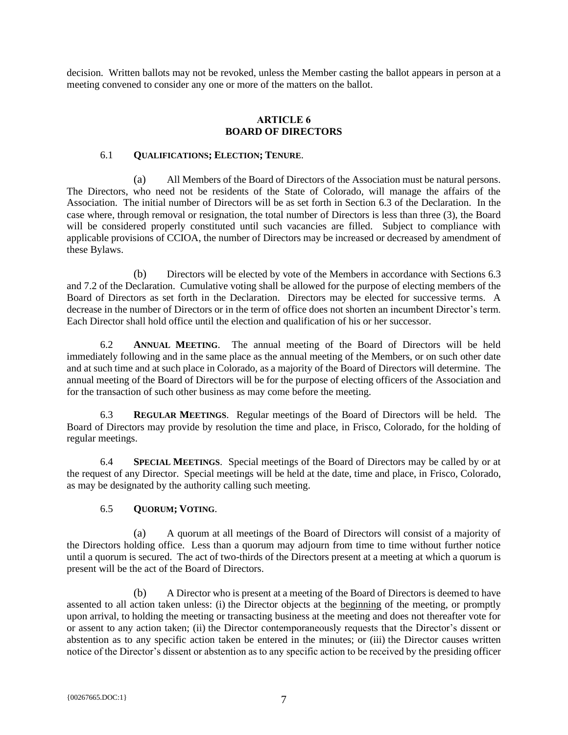decision. Written ballots may not be revoked, unless the Member casting the ballot appears in person at a meeting convened to consider any one or more of the matters on the ballot.

# ARTICLE 6
# BOARD OF DIRECTORS

6.1 **QUALIFICATIONS; ELECTION; TENURE**.

(a) All Members of the Board of Directors of the Association must be natural persons. The Directors, who need not be residents of the State of Colorado, will manage the affairs of the Association. The initial number of Directors will be as set forth in Section 6.3 of the Declaration. In the case where, through removal or resignation, the total number of Directors is less than three (3), the Board will be considered properly constituted until such vacancies are filled. Subject to compliance with applicable provisions of CCIOA, the number of Directors may be increased or decreased by amendment of these Bylaws.

(b) Directors will be elected by vote of the Members in accordance with Sections 6.3 and 7.2 of the Declaration. Cumulative voting shall be allowed for the purpose of electing members of the Board of Directors as set forth in the Declaration. Directors may be elected for successive terms. A decrease in the number of Directors or in the term of office does not shorten an incumbent Director's term. Each Director shall hold office until the election and qualification of his or her successor.

6.2 **ANNUAL MEETING**. The annual meeting of the Board of Directors will be held immediately following and in the same place as the annual meeting of the Members, or on such other date and at such time and at such place in Colorado, as a majority of the Board of Directors will determine. The annual meeting of the Board of Directors will be for the purpose of electing officers of the Association and for the transaction of such other business as may come before the meeting.

6.3 **REGULAR MEETINGS**. Regular meetings of the Board of Directors will be held. The Board of Directors may provide by resolution the time and place, in Frisco, Colorado, for the holding of regular meetings.

6.4 **SPECIAL MEETINGS**. Special meetings of the Board of Directors may be called by or at the request of any Director. Special meetings will be held at the date, time and place, in Frisco, Colorado, as may be designated by the authority calling such meeting.

6.5 **QUORUM; VOTING**.

(a) A quorum at all meetings of the Board of Directors will consist of a majority of the Directors holding office. Less than a quorum may adjourn from time to time without further notice until a quorum is secured. The act of two-thirds of the Directors present at a meeting at which a quorum is present will be the act of the Board of Directors.

(b) A Director who is present at a meeting of the Board of Directors is deemed to have assented to all action taken unless: (i) the Director objects at the <u>beginning</u> of the meeting, or promptly upon arrival, to holding the meeting or transacting business at the meeting and does not thereafter vote for or assent to any action taken; (ii) the Director contemporaneously requests that the Director's dissent or abstention as to any specific action taken be entered in the minutes; or (iii) the Director causes written notice of the Director's dissent or abstention as to any specific action to be received by the presiding officer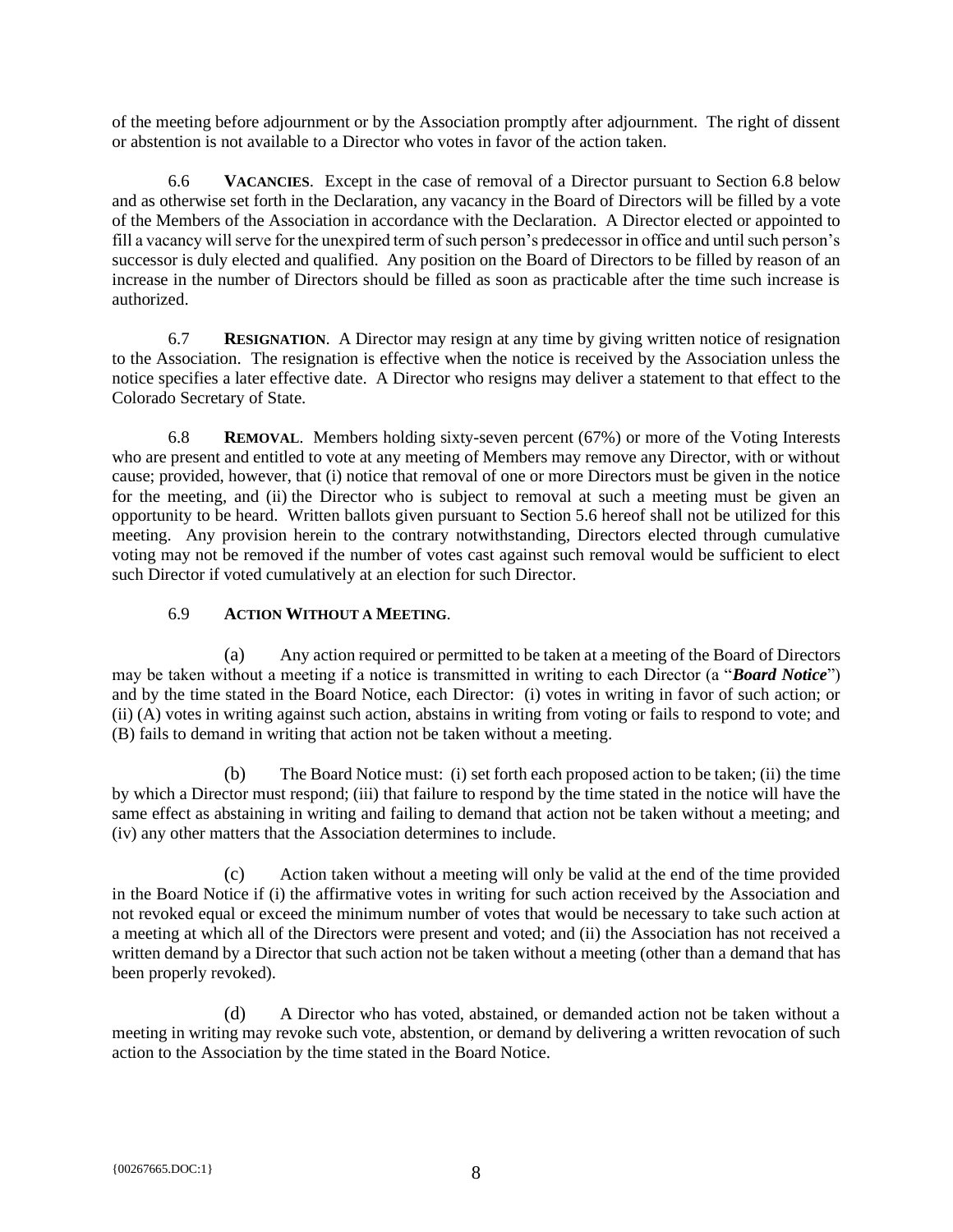of the meeting before adjournment or by the Association promptly after adjournment. The right of dissent or abstention is not available to a Director who votes in favor of the action taken.

6.6 **VACANCIES**. Except in the case of removal of a Director pursuant to Section 6.8 below and as otherwise set forth in the Declaration, any vacancy in the Board of Directors will be filled by a vote of the Members of the Association in accordance with the Declaration. A Director elected or appointed to fill a vacancy will serve for the unexpired term of such person's predecessor in office and until such person's successor is duly elected and qualified. Any position on the Board of Directors to be filled by reason of an increase in the number of Directors should be filled as soon as practicable after the time such increase is authorized.

6.7 **RESIGNATION**. A Director may resign at any time by giving written notice of resignation to the Association. The resignation is effective when the notice is received by the Association unless the notice specifies a later effective date. A Director who resigns may deliver a statement to that effect to the Colorado Secretary of State.

6.8 **REMOVAL**. Members holding sixty-seven percent (67%) or more of the Voting Interests who are present and entitled to vote at any meeting of Members may remove any Director, with or without cause; provided, however, that (i) notice that removal of one or more Directors must be given in the notice for the meeting, and (ii) the Director who is subject to removal at such a meeting must be given an opportunity to be heard. Written ballots given pursuant to Section 5.6 hereof shall not be utilized for this meeting. Any provision herein to the contrary notwithstanding, Directors elected through cumulative voting may not be removed if the number of votes cast against such removal would be sufficient to elect such Director if voted cumulatively at an election for such Director.

6.9 **ACTION WITHOUT A MEETING**.

(a) Any action required or permitted to be taken at a meeting of the Board of Directors may be taken without a meeting if a notice is transmitted in writing to each Director (a "***Board Notice***") and by the time stated in the Board Notice, each Director: (i) votes in writing in favor of such action; or (ii) (A) votes in writing against such action, abstains in writing from voting or fails to respond to vote; and (B) fails to demand in writing that action not be taken without a meeting.

(b) The Board Notice must: (i) set forth each proposed action to be taken; (ii) the time by which a Director must respond; (iii) that failure to respond by the time stated in the notice will have the same effect as abstaining in writing and failing to demand that action not be taken without a meeting; and (iv) any other matters that the Association determines to include.

(c) Action taken without a meeting will only be valid at the end of the time provided in the Board Notice if (i) the affirmative votes in writing for such action received by the Association and not revoked equal or exceed the minimum number of votes that would be necessary to take such action at a meeting at which all of the Directors were present and voted; and (ii) the Association has not received a written demand by a Director that such action not be taken without a meeting (other than a demand that has been properly revoked).

(d) A Director who has voted, abstained, or demanded action not be taken without a meeting in writing may revoke such vote, abstention, or demand by delivering a written revocation of such action to the Association by the time stated in the Board Notice.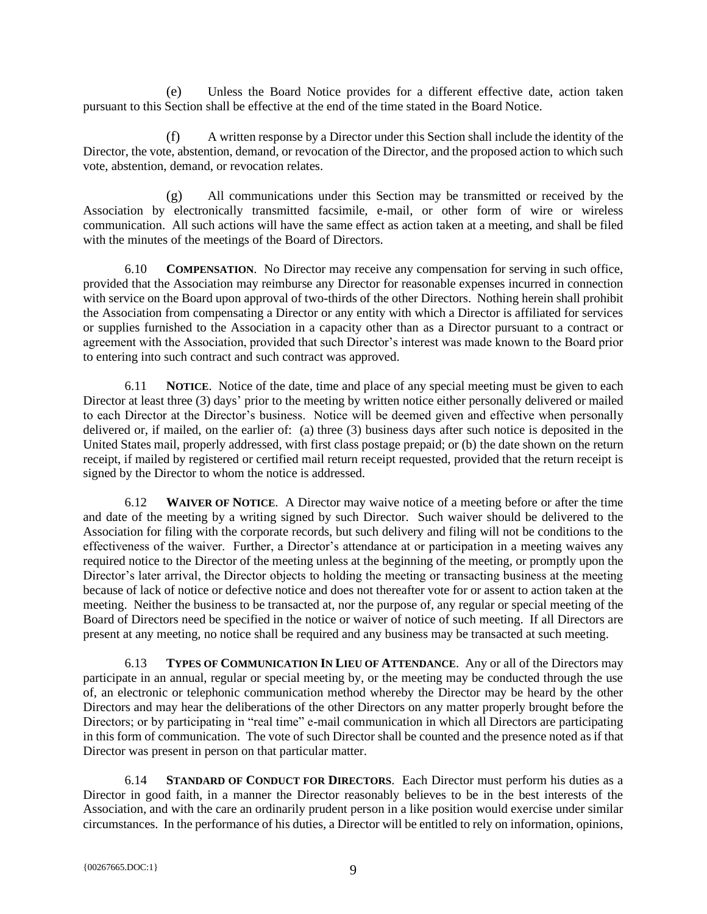(e) Unless the Board Notice provides for a different effective date, action taken pursuant to this Section shall be effective at the end of the time stated in the Board Notice.

(f) A written response by a Director under this Section shall include the identity of the Director, the vote, abstention, demand, or revocation of the Director, and the proposed action to which such vote, abstention, demand, or revocation relates.

(g) All communications under this Section may be transmitted or received by the Association by electronically transmitted facsimile, e-mail, or other form of wire or wireless communication. All such actions will have the same effect as action taken at a meeting, and shall be filed with the minutes of the meetings of the Board of Directors.

6.10 **COMPENSATION**. No Director may receive any compensation for serving in such office, provided that the Association may reimburse any Director for reasonable expenses incurred in connection with service on the Board upon approval of two-thirds of the other Directors. Nothing herein shall prohibit the Association from compensating a Director or any entity with which a Director is affiliated for services or supplies furnished to the Association in a capacity other than as a Director pursuant to a contract or agreement with the Association, provided that such Director's interest was made known to the Board prior to entering into such contract and such contract was approved.

6.11 **NOTICE**. Notice of the date, time and place of any special meeting must be given to each Director at least three (3) days' prior to the meeting by written notice either personally delivered or mailed to each Director at the Director's business. Notice will be deemed given and effective when personally delivered or, if mailed, on the earlier of: (a) three (3) business days after such notice is deposited in the United States mail, properly addressed, with first class postage prepaid; or (b) the date shown on the return receipt, if mailed by registered or certified mail return receipt requested, provided that the return receipt is signed by the Director to whom the notice is addressed.

6.12 **WAIVER OF NOTICE**. A Director may waive notice of a meeting before or after the time and date of the meeting by a writing signed by such Director. Such waiver should be delivered to the Association for filing with the corporate records, but such delivery and filing will not be conditions to the effectiveness of the waiver. Further, a Director's attendance at or participation in a meeting waives any required notice to the Director of the meeting unless at the beginning of the meeting, or promptly upon the Director's later arrival, the Director objects to holding the meeting or transacting business at the meeting because of lack of notice or defective notice and does not thereafter vote for or assent to action taken at the meeting. Neither the business to be transacted at, nor the purpose of, any regular or special meeting of the Board of Directors need be specified in the notice or waiver of notice of such meeting. If all Directors are present at any meeting, no notice shall be required and any business may be transacted at such meeting.

6.13 **TYPES OF COMMUNICATION IN LIEU OF ATTENDANCE**. Any or all of the Directors may participate in an annual, regular or special meeting by, or the meeting may be conducted through the use of, an electronic or telephonic communication method whereby the Director may be heard by the other Directors and may hear the deliberations of the other Directors on any matter properly brought before the Directors; or by participating in "real time" e-mail communication in which all Directors are participating in this form of communication. The vote of such Director shall be counted and the presence noted as if that Director was present in person on that particular matter.

6.14 **STANDARD OF CONDUCT FOR DIRECTORS**. Each Director must perform his duties as a Director in good faith, in a manner the Director reasonably believes to be in the best interests of the Association, and with the care an ordinarily prudent person in a like position would exercise under similar circumstances. In the performance of his duties, a Director will be entitled to rely on information, opinions,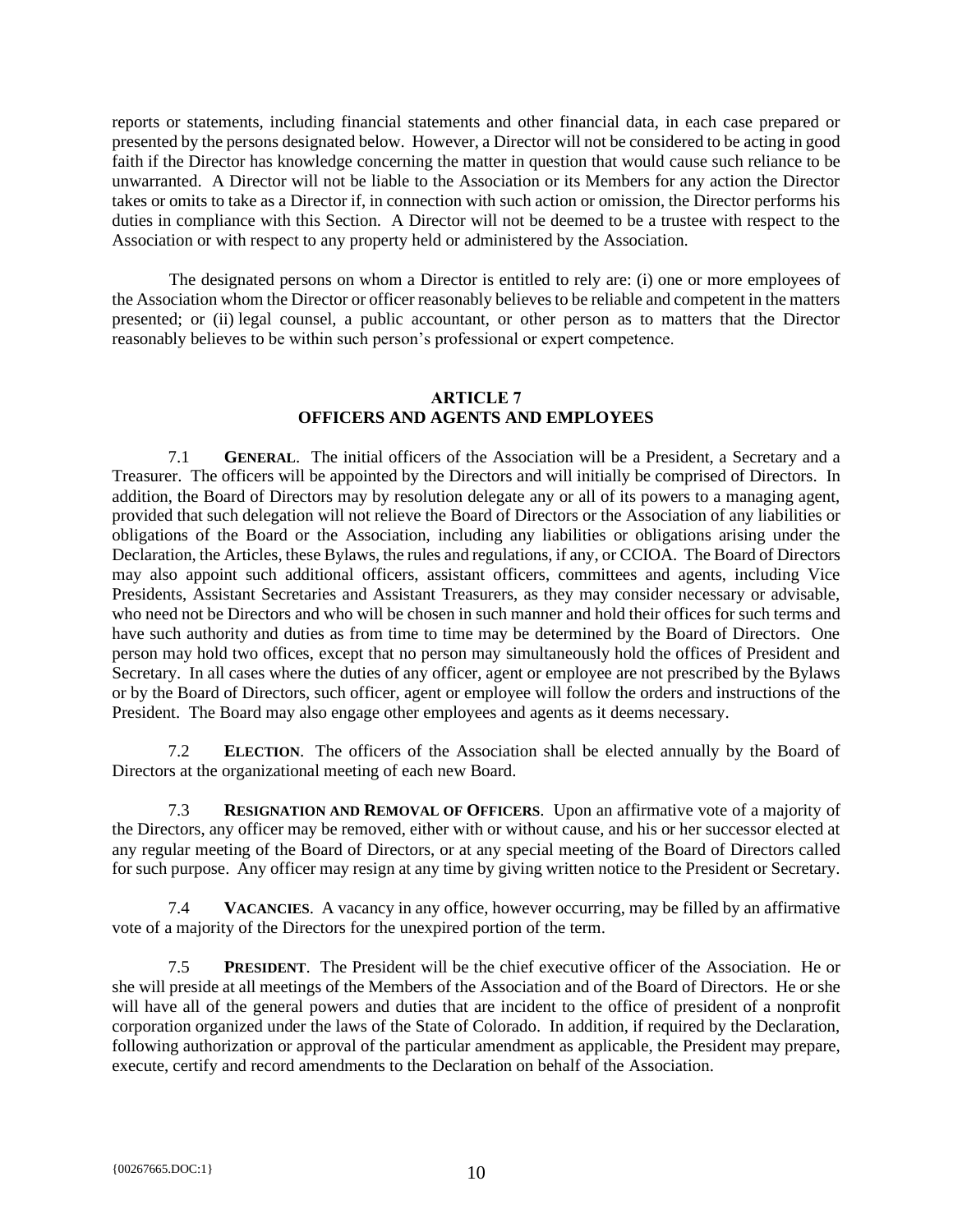reports or statements, including financial statements and other financial data, in each case prepared or presented by the persons designated below. However, a Director will not be considered to be acting in good faith if the Director has knowledge concerning the matter in question that would cause such reliance to be unwarranted. A Director will not be liable to the Association or its Members for any action the Director takes or omits to take as a Director if, in connection with such action or omission, the Director performs his duties in compliance with this Section. A Director will not be deemed to be a trustee with respect to the Association or with respect to any property held or administered by the Association.

The designated persons on whom a Director is entitled to rely are: (i) one or more employees of the Association whom the Director or officer reasonably believes to be reliable and competent in the matters presented; or (ii) legal counsel, a public accountant, or other person as to matters that the Director reasonably believes to be within such person's professional or expert competence.

## ARTICLE 7
## OFFICERS AND AGENTS AND EMPLOYEES

7.1 **GENERAL**. The initial officers of the Association will be a President, a Secretary and a Treasurer. The officers will be appointed by the Directors and will initially be comprised of Directors. In addition, the Board of Directors may by resolution delegate any or all of its powers to a managing agent, provided that such delegation will not relieve the Board of Directors or the Association of any liabilities or obligations of the Board or the Association, including any liabilities or obligations arising under the Declaration, the Articles, these Bylaws, the rules and regulations, if any, or CCIOA. The Board of Directors may also appoint such additional officers, assistant officers, committees and agents, including Vice Presidents, Assistant Secretaries and Assistant Treasurers, as they may consider necessary or advisable, who need not be Directors and who will be chosen in such manner and hold their offices for such terms and have such authority and duties as from time to time may be determined by the Board of Directors. One person may hold two offices, except that no person may simultaneously hold the offices of President and Secretary. In all cases where the duties of any officer, agent or employee are not prescribed by the Bylaws or by the Board of Directors, such officer, agent or employee will follow the orders and instructions of the President. The Board may also engage other employees and agents as it deems necessary.

7.2 **ELECTION**. The officers of the Association shall be elected annually by the Board of Directors at the organizational meeting of each new Board.

7.3 **RESIGNATION AND REMOVAL OF OFFICERS**. Upon an affirmative vote of a majority of the Directors, any officer may be removed, either with or without cause, and his or her successor elected at any regular meeting of the Board of Directors, or at any special meeting of the Board of Directors called for such purpose. Any officer may resign at any time by giving written notice to the President or Secretary.

7.4 **VACANCIES**. A vacancy in any office, however occurring, may be filled by an affirmative vote of a majority of the Directors for the unexpired portion of the term.

7.5 **PRESIDENT**. The President will be the chief executive officer of the Association. He or she will preside at all meetings of the Members of the Association and of the Board of Directors. He or she will have all of the general powers and duties that are incident to the office of president of a nonprofit corporation organized under the laws of the State of Colorado. In addition, if required by the Declaration, following authorization or approval of the particular amendment as applicable, the President may prepare, execute, certify and record amendments to the Declaration on behalf of the Association.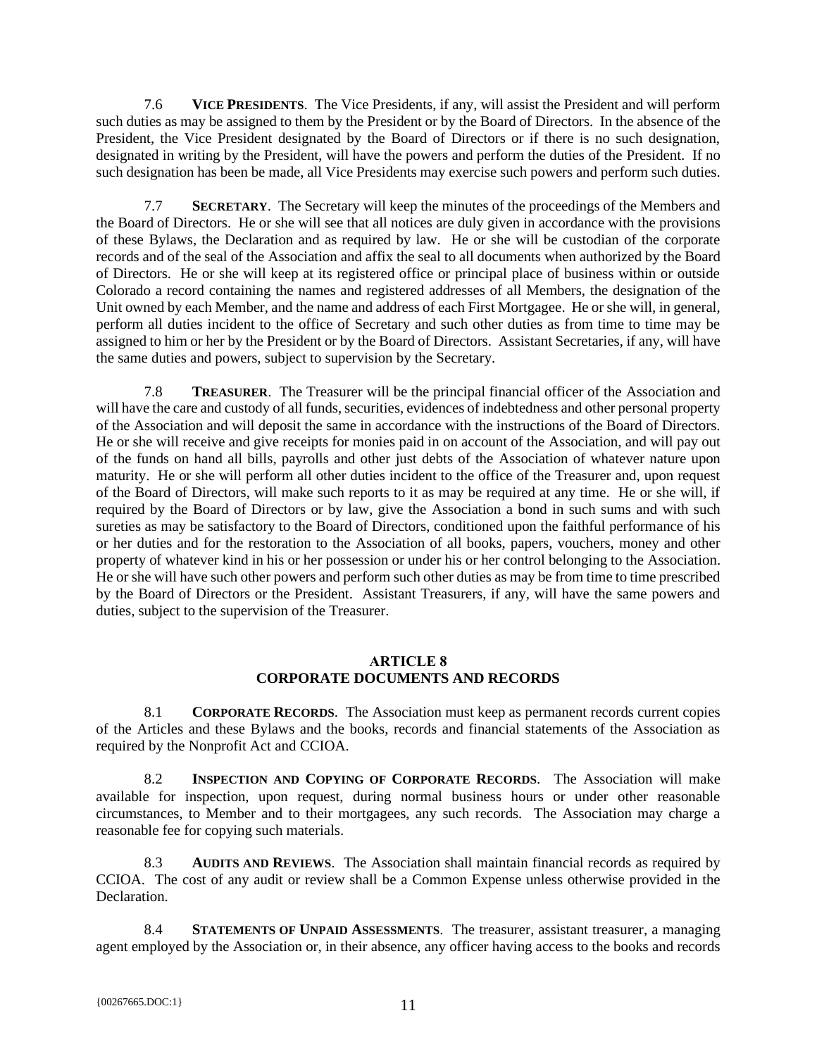7.6 **VICE PRESIDENTS**. The Vice Presidents, if any, will assist the President and will perform such duties as may be assigned to them by the President or by the Board of Directors. In the absence of the President, the Vice President designated by the Board of Directors or if there is no such designation, designated in writing by the President, will have the powers and perform the duties of the President. If no such designation has been be made, all Vice Presidents may exercise such powers and perform such duties.

7.7 **SECRETARY**. The Secretary will keep the minutes of the proceedings of the Members and the Board of Directors. He or she will see that all notices are duly given in accordance with the provisions of these Bylaws, the Declaration and as required by law. He or she will be custodian of the corporate records and of the seal of the Association and affix the seal to all documents when authorized by the Board of Directors. He or she will keep at its registered office or principal place of business within or outside Colorado a record containing the names and registered addresses of all Members, the designation of the Unit owned by each Member, and the name and address of each First Mortgagee. He or she will, in general, perform all duties incident to the office of Secretary and such other duties as from time to time may be assigned to him or her by the President or by the Board of Directors. Assistant Secretaries, if any, will have the same duties and powers, subject to supervision by the Secretary.

7.8 **TREASURER**. The Treasurer will be the principal financial officer of the Association and will have the care and custody of all funds, securities, evidences of indebtedness and other personal property of the Association and will deposit the same in accordance with the instructions of the Board of Directors. He or she will receive and give receipts for monies paid in on account of the Association, and will pay out of the funds on hand all bills, payrolls and other just debts of the Association of whatever nature upon maturity. He or she will perform all other duties incident to the office of the Treasurer and, upon request of the Board of Directors, will make such reports to it as may be required at any time. He or she will, if required by the Board of Directors or by law, give the Association a bond in such sums and with such sureties as may be satisfactory to the Board of Directors, conditioned upon the faithful performance of his or her duties and for the restoration to the Association of all books, papers, vouchers, money and other property of whatever kind in his or her possession or under his or her control belonging to the Association. He or she will have such other powers and perform such other duties as may be from time to time prescribed by the Board of Directors or the President. Assistant Treasurers, if any, will have the same powers and duties, subject to the supervision of the Treasurer.

## ARTICLE 8
## CORPORATE DOCUMENTS AND RECORDS

8.1 **CORPORATE RECORDS**. The Association must keep as permanent records current copies of the Articles and these Bylaws and the books, records and financial statements of the Association as required by the Nonprofit Act and CCIOA.

8.2 **INSPECTION AND COPYING OF CORPORATE RECORDS**. The Association will make available for inspection, upon request, during normal business hours or under other reasonable circumstances, to Member and to their mortgagees, any such records. The Association may charge a reasonable fee for copying such materials.

8.3 **AUDITS AND REVIEWS**. The Association shall maintain financial records as required by CCIOA. The cost of any audit or review shall be a Common Expense unless otherwise provided in the Declaration.

8.4 **STATEMENTS OF UNPAID ASSESSMENTS**. The treasurer, assistant treasurer, a managing agent employed by the Association or, in their absence, any officer having access to the books and records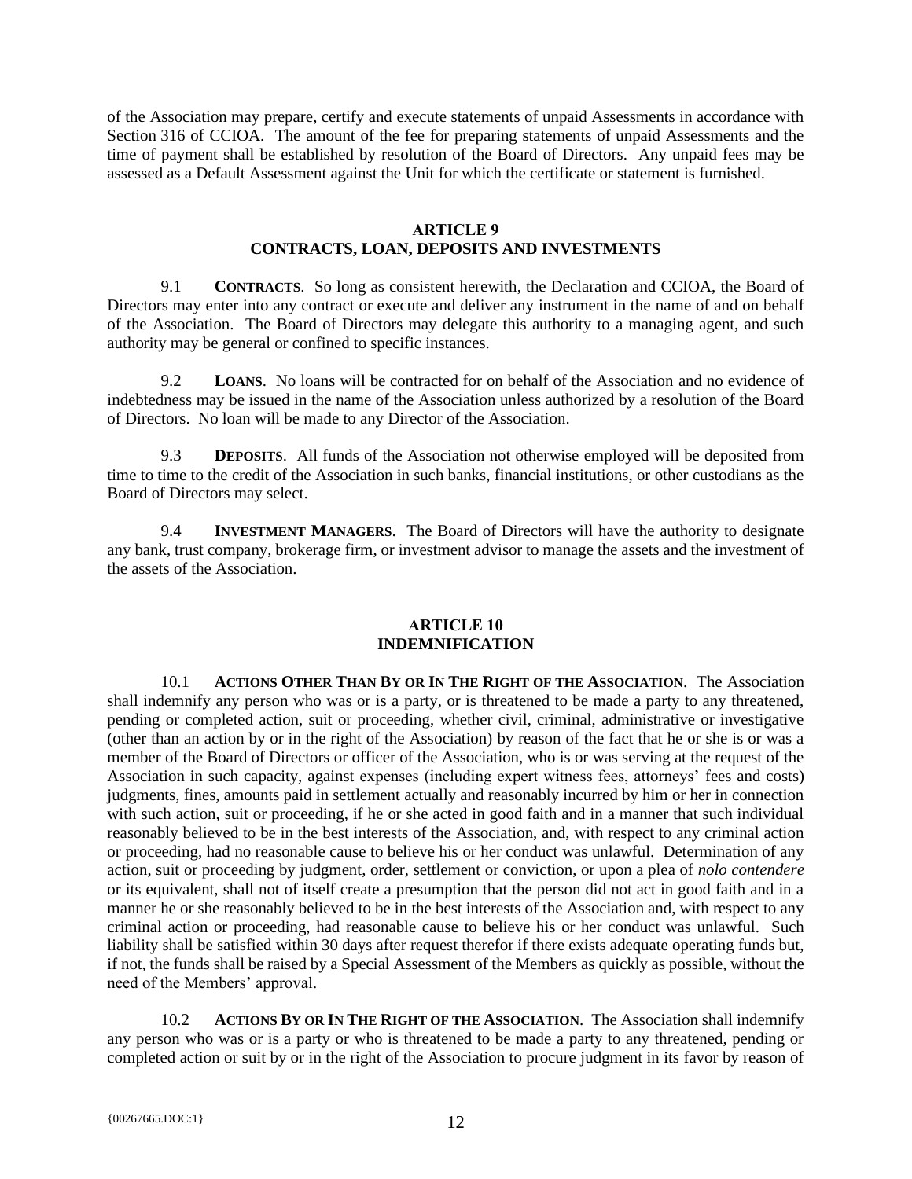of the Association may prepare, certify and execute statements of unpaid Assessments in accordance with Section 316 of CCIOA. The amount of the fee for preparing statements of unpaid Assessments and the time of payment shall be established by resolution of the Board of Directors. Any unpaid fees may be assessed as a Default Assessment against the Unit for which the certificate or statement is furnished.

## ARTICLE 9
## CONTRACTS, LOAN, DEPOSITS AND INVESTMENTS

9.1 **CONTRACTS**. So long as consistent herewith, the Declaration and CCIOA, the Board of Directors may enter into any contract or execute and deliver any instrument in the name of and on behalf of the Association. The Board of Directors may delegate this authority to a managing agent, and such authority may be general or confined to specific instances.

9.2 **LOANS**. No loans will be contracted for on behalf of the Association and no evidence of indebtedness may be issued in the name of the Association unless authorized by a resolution of the Board of Directors. No loan will be made to any Director of the Association.

9.3 **DEPOSITS**. All funds of the Association not otherwise employed will be deposited from time to time to the credit of the Association in such banks, financial institutions, or other custodians as the Board of Directors may select.

9.4 **INVESTMENT MANAGERS**. The Board of Directors will have the authority to designate any bank, trust company, brokerage firm, or investment advisor to manage the assets and the investment of the assets of the Association.

## ARTICLE 10
## INDEMNIFICATION

10.1 **ACTIONS OTHER THAN BY OR IN THE RIGHT OF THE ASSOCIATION**. The Association shall indemnify any person who was or is a party, or is threatened to be made a party to any threatened, pending or completed action, suit or proceeding, whether civil, criminal, administrative or investigative (other than an action by or in the right of the Association) by reason of the fact that he or she is or was a member of the Board of Directors or officer of the Association, who is or was serving at the request of the Association in such capacity, against expenses (including expert witness fees, attorneys' fees and costs) judgments, fines, amounts paid in settlement actually and reasonably incurred by him or her in connection with such action, suit or proceeding, if he or she acted in good faith and in a manner that such individual reasonably believed to be in the best interests of the Association, and, with respect to any criminal action or proceeding, had no reasonable cause to believe his or her conduct was unlawful. Determination of any action, suit or proceeding by judgment, order, settlement or conviction, or upon a plea of *nolo contendere* or its equivalent, shall not of itself create a presumption that the person did not act in good faith and in a manner he or she reasonably believed to be in the best interests of the Association and, with respect to any criminal action or proceeding, had reasonable cause to believe his or her conduct was unlawful. Such liability shall be satisfied within 30 days after request therefor if there exists adequate operating funds but, if not, the funds shall be raised by a Special Assessment of the Members as quickly as possible, without the need of the Members' approval.

10.2 **ACTIONS BY OR IN THE RIGHT OF THE ASSOCIATION**. The Association shall indemnify any person who was or is a party or who is threatened to be made a party to any threatened, pending or completed action or suit by or in the right of the Association to procure judgment in its favor by reason of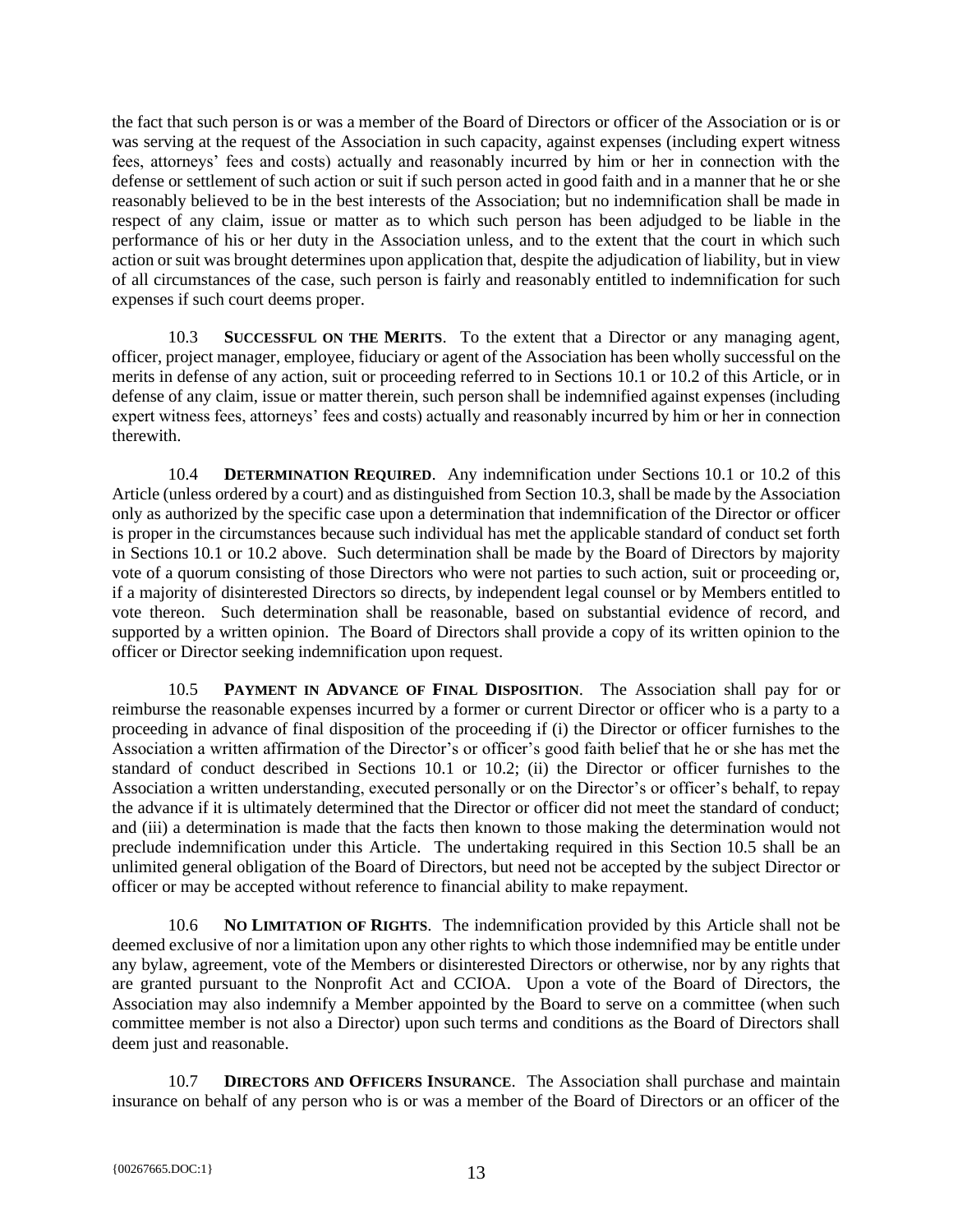the fact that such person is or was a member of the Board of Directors or officer of the Association or is or was serving at the request of the Association in such capacity, against expenses (including expert witness fees, attorneys' fees and costs) actually and reasonably incurred by him or her in connection with the defense or settlement of such action or suit if such person acted in good faith and in a manner that he or she reasonably believed to be in the best interests of the Association; but no indemnification shall be made in respect of any claim, issue or matter as to which such person has been adjudged to be liable in the performance of his or her duty in the Association unless, and to the extent that the court in which such action or suit was brought determines upon application that, despite the adjudication of liability, but in view of all circumstances of the case, such person is fairly and reasonably entitled to indemnification for such expenses if such court deems proper.

10.3 **SUCCESSFUL ON THE MERITS**. To the extent that a Director or any managing agent, officer, project manager, employee, fiduciary or agent of the Association has been wholly successful on the merits in defense of any action, suit or proceeding referred to in Sections 10.1 or 10.2 of this Article, or in defense of any claim, issue or matter therein, such person shall be indemnified against expenses (including expert witness fees, attorneys' fees and costs) actually and reasonably incurred by him or her in connection therewith.

10.4 **DETERMINATION REQUIRED**. Any indemnification under Sections 10.1 or 10.2 of this Article (unless ordered by a court) and as distinguished from Section 10.3, shall be made by the Association only as authorized by the specific case upon a determination that indemnification of the Director or officer is proper in the circumstances because such individual has met the applicable standard of conduct set forth in Sections 10.1 or 10.2 above. Such determination shall be made by the Board of Directors by majority vote of a quorum consisting of those Directors who were not parties to such action, suit or proceeding or, if a majority of disinterested Directors so directs, by independent legal counsel or by Members entitled to vote thereon. Such determination shall be reasonable, based on substantial evidence of record, and supported by a written opinion. The Board of Directors shall provide a copy of its written opinion to the officer or Director seeking indemnification upon request.

10.5 **PAYMENT IN ADVANCE OF FINAL DISPOSITION**. The Association shall pay for or reimburse the reasonable expenses incurred by a former or current Director or officer who is a party to a proceeding in advance of final disposition of the proceeding if (i) the Director or officer furnishes to the Association a written affirmation of the Director's or officer's good faith belief that he or she has met the standard of conduct described in Sections 10.1 or 10.2; (ii) the Director or officer furnishes to the Association a written understanding, executed personally or on the Director's or officer's behalf, to repay the advance if it is ultimately determined that the Director or officer did not meet the standard of conduct; and (iii) a determination is made that the facts then known to those making the determination would not preclude indemnification under this Article. The undertaking required in this Section 10.5 shall be an unlimited general obligation of the Board of Directors, but need not be accepted by the subject Director or officer or may be accepted without reference to financial ability to make repayment.

10.6 **NO LIMITATION OF RIGHTS**. The indemnification provided by this Article shall not be deemed exclusive of nor a limitation upon any other rights to which those indemnified may be entitle under any bylaw, agreement, vote of the Members or disinterested Directors or otherwise, nor by any rights that are granted pursuant to the Nonprofit Act and CCIOA. Upon a vote of the Board of Directors, the Association may also indemnify a Member appointed by the Board to serve on a committee (when such committee member is not also a Director) upon such terms and conditions as the Board of Directors shall deem just and reasonable.

10.7 **DIRECTORS AND OFFICERS INSURANCE**. The Association shall purchase and maintain insurance on behalf of any person who is or was a member of the Board of Directors or an officer of the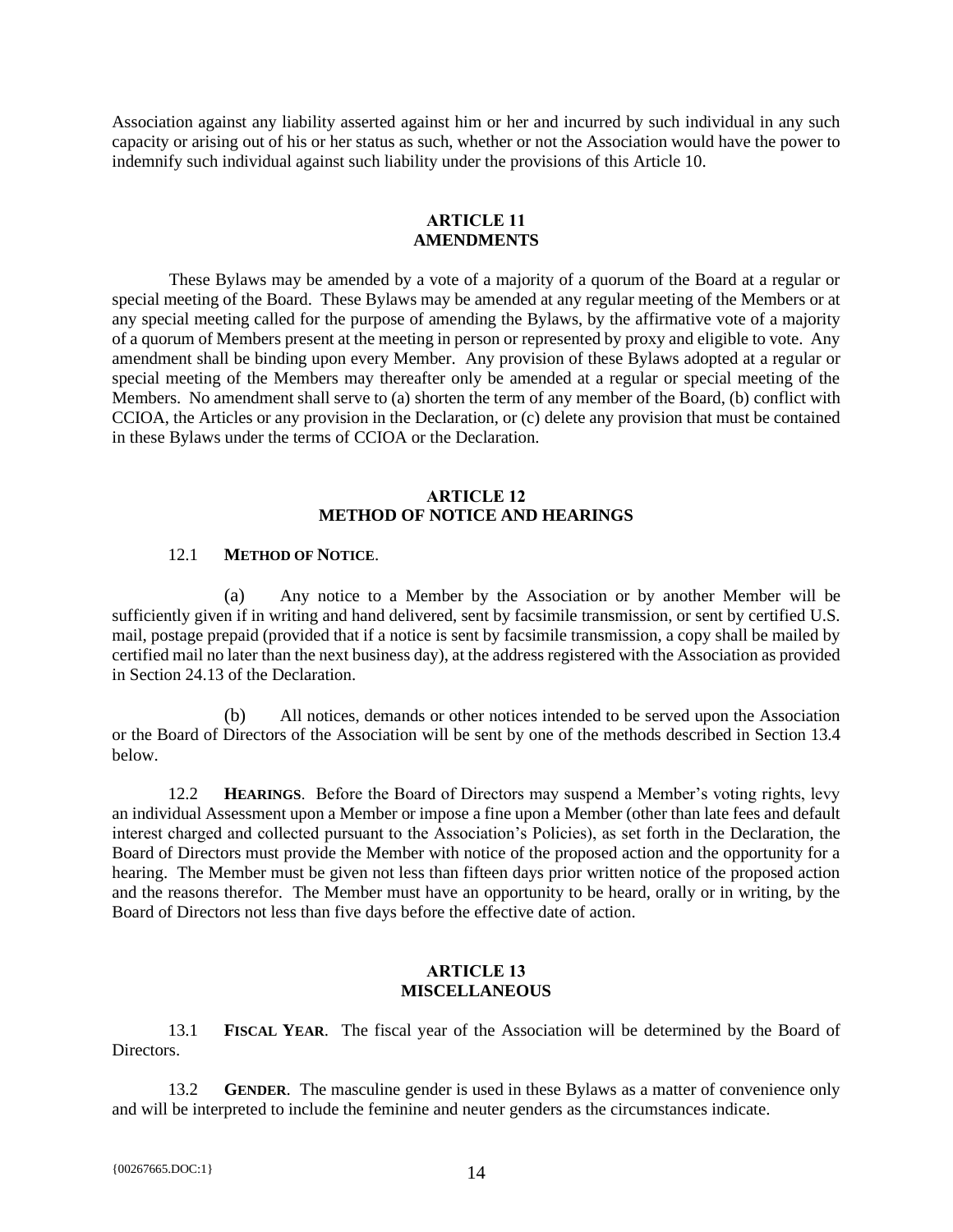Association against any liability asserted against him or her and incurred by such individual in any such capacity or arising out of his or her status as such, whether or not the Association would have the power to indemnify such individual against such liability under the provisions of this Article 10.

## ARTICLE 11
## AMENDMENTS

These Bylaws may be amended by a vote of a majority of a quorum of the Board at a regular or special meeting of the Board. These Bylaws may be amended at any regular meeting of the Members or at any special meeting called for the purpose of amending the Bylaws, by the affirmative vote of a majority of a quorum of Members present at the meeting in person or represented by proxy and eligible to vote. Any amendment shall be binding upon every Member. Any provision of these Bylaws adopted at a regular or special meeting of the Members may thereafter only be amended at a regular or special meeting of the Members. No amendment shall serve to (a) shorten the term of any member of the Board, (b) conflict with CCIOA, the Articles or any provision in the Declaration, or (c) delete any provision that must be contained in these Bylaws under the terms of CCIOA or the Declaration.

## ARTICLE 12
## METHOD OF NOTICE AND HEARINGS

12.1 **METHOD OF NOTICE**.

(a) Any notice to a Member by the Association or by another Member will be sufficiently given if in writing and hand delivered, sent by facsimile transmission, or sent by certified U.S. mail, postage prepaid (provided that if a notice is sent by facsimile transmission, a copy shall be mailed by certified mail no later than the next business day), at the address registered with the Association as provided in Section 24.13 of the Declaration.

(b) All notices, demands or other notices intended to be served upon the Association or the Board of Directors of the Association will be sent by one of the methods described in Section 13.4 below.

12.2 **HEARINGS**. Before the Board of Directors may suspend a Member's voting rights, levy an individual Assessment upon a Member or impose a fine upon a Member (other than late fees and default interest charged and collected pursuant to the Association's Policies), as set forth in the Declaration, the Board of Directors must provide the Member with notice of the proposed action and the opportunity for a hearing. The Member must be given not less than fifteen days prior written notice of the proposed action and the reasons therefor. The Member must have an opportunity to be heard, orally or in writing, by the Board of Directors not less than five days before the effective date of action.

## ARTICLE 13
## MISCELLANEOUS

13.1 **FISCAL YEAR**. The fiscal year of the Association will be determined by the Board of Directors.

13.2 **GENDER**. The masculine gender is used in these Bylaws as a matter of convenience only and will be interpreted to include the feminine and neuter genders as the circumstances indicate.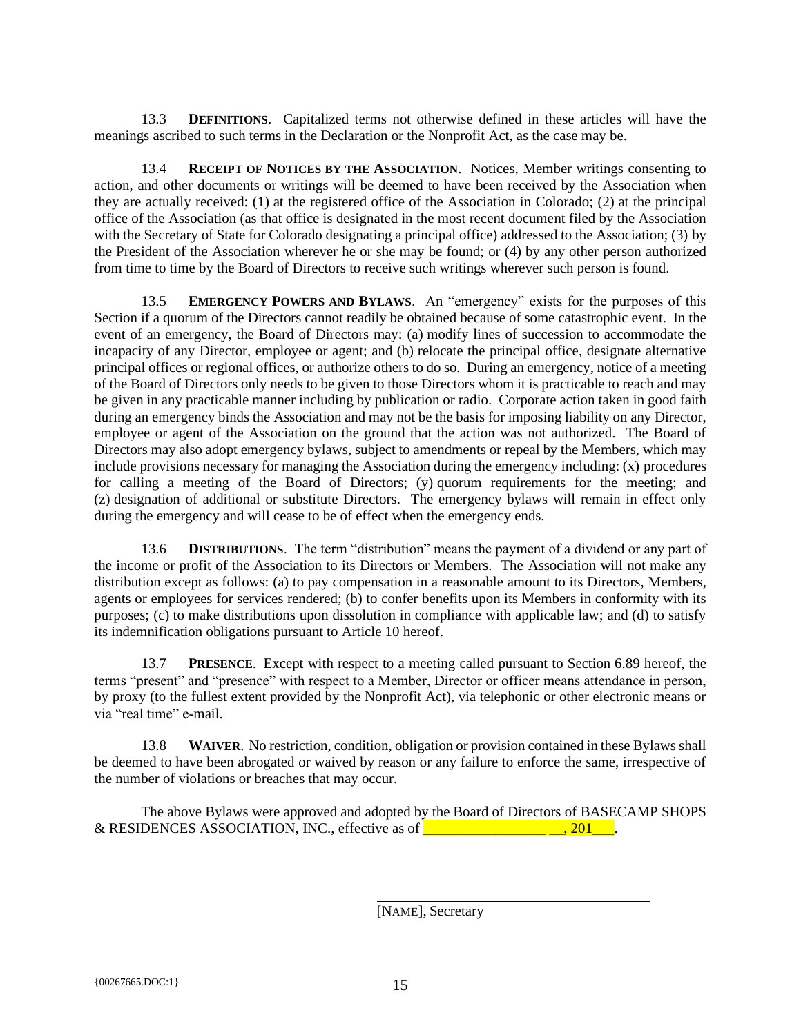13.3 **DEFINITIONS**. Capitalized terms not otherwise defined in these articles will have the meanings ascribed to such terms in the Declaration or the Nonprofit Act, as the case may be.

13.4 **RECEIPT OF NOTICES BY THE ASSOCIATION**. Notices, Member writings consenting to action, and other documents or writings will be deemed to have been received by the Association when they are actually received: (1) at the registered office of the Association in Colorado; (2) at the principal office of the Association (as that office is designated in the most recent document filed by the Association with the Secretary of State for Colorado designating a principal office) addressed to the Association; (3) by the President of the Association wherever he or she may be found; or (4) by any other person authorized from time to time by the Board of Directors to receive such writings wherever such person is found.

13.5 **EMERGENCY POWERS AND BYLAWS**. An "emergency" exists for the purposes of this Section if a quorum of the Directors cannot readily be obtained because of some catastrophic event. In the event of an emergency, the Board of Directors may: (a) modify lines of succession to accommodate the incapacity of any Director, employee or agent; and (b) relocate the principal office, designate alternative principal offices or regional offices, or authorize others to do so. During an emergency, notice of a meeting of the Board of Directors only needs to be given to those Directors whom it is practicable to reach and may be given in any practicable manner including by publication or radio. Corporate action taken in good faith during an emergency binds the Association and may not be the basis for imposing liability on any Director, employee or agent of the Association on the ground that the action was not authorized. The Board of Directors may also adopt emergency bylaws, subject to amendments or repeal by the Members, which may include provisions necessary for managing the Association during the emergency including: (x) procedures for calling a meeting of the Board of Directors; (y) quorum requirements for the meeting; and (z) designation of additional or substitute Directors. The emergency bylaws will remain in effect only during the emergency and will cease to be of effect when the emergency ends.

13.6 **DISTRIBUTIONS**. The term "distribution" means the payment of a dividend or any part of the income or profit of the Association to its Directors or Members. The Association will not make any distribution except as follows: (a) to pay compensation in a reasonable amount to its Directors, Members, agents or employees for services rendered; (b) to confer benefits upon its Members in conformity with its purposes; (c) to make distributions upon dissolution in compliance with applicable law; and (d) to satisfy its indemnification obligations pursuant to Article 10 hereof.

13.7 **PRESENCE**. Except with respect to a meeting called pursuant to Section 6.89 hereof, the terms "present" and "presence" with respect to a Member, Director or officer means attendance in person, by proxy (to the fullest extent provided by the Nonprofit Act), via telephonic or other electronic means or via "real time" e-mail.

13.8 **WAIVER**. No restriction, condition, obligation or provision contained in these Bylaws shall be deemed to have been abrogated or waived by reason or any failure to enforce the same, irrespective of the number of violations or breaches that may occur.

The above Bylaws were approved and adopted by the Board of Directors of BASECAMP SHOPS & RESIDENCES ASSOCIATION, INC., effective as of ________________ __, 201___.

\_\_\_\_\_\_\_\_\_\_\_\_\_\_\_\_\_\_\_\_\_\_\_\_\_\_\_\_\_\_\_\_\_\_\_\_\_\_\_\_
[NAME], Secretary